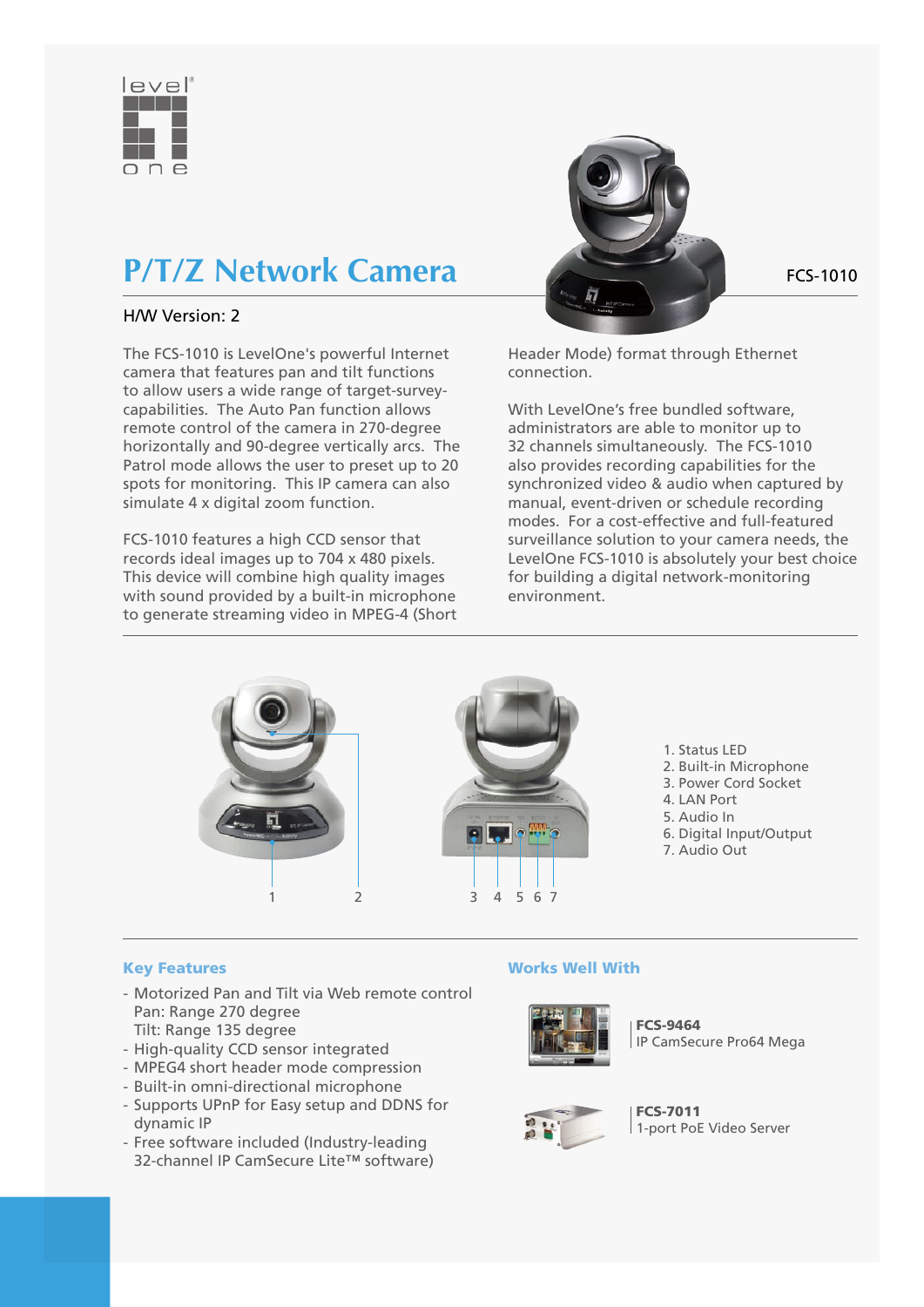# P/T/Z Network Camera

FCS-1010

H/W Version: 2

The FCS-1010 is LevelOne's powerful Internet camera that features pan and tilt functions to allow users a wide range of target-survey-capabilities. The Auto Pan function allows remote control of the camera in 270-degree horizontally and 90-degree vertically arcs. The Patrol mode allows the user to preset up to 20 spots for monitoring. This IP camera can also simulate 4 x digital zoom function.

FCS-1010 features a high CCD sensor that records ideal images up to 704 x 480 pixels. This device will combine high quality images with sound provided by a built-in microphone to generate streaming video in MPEG-4 (Short Header Mode) format through Ethernet connection.

With LevelOne's free bundled software, administrators are able to monitor up to 32 channels simultaneously. The FCS-1010 also provides recording capabilities for the synchronized video & audio when captured by manual, event-driven or schedule recording modes. For a cost-effective and full-featured surveillance solution to your camera needs, the LevelOne FCS-1010 is absolutely your best choice for building a digital network-monitoring environment.

1. Status LED
2. Built-in Microphone
3. Power Cord Socket
4. LAN Port
5. Audio In
6. Digital Input/Output
7. Audio Out

## Key Features

- Motorized Pan and Tilt via Web remote control
  Pan: Range 270 degree
  Tilt: Range 135 degree
- High-quality CCD sensor integrated
- MPEG4 short header mode compression
- Built-in omni-directional microphone
- Supports UPnP for Easy setup and DDNS for dynamic IP
- Free software included (Industry-leading 32-channel IP CamSecure Lite™ software)

## Works Well With

**FCS-9464**
IP CamSecure Pro64 Mega

**FCS-7011**
1-port PoE Video Server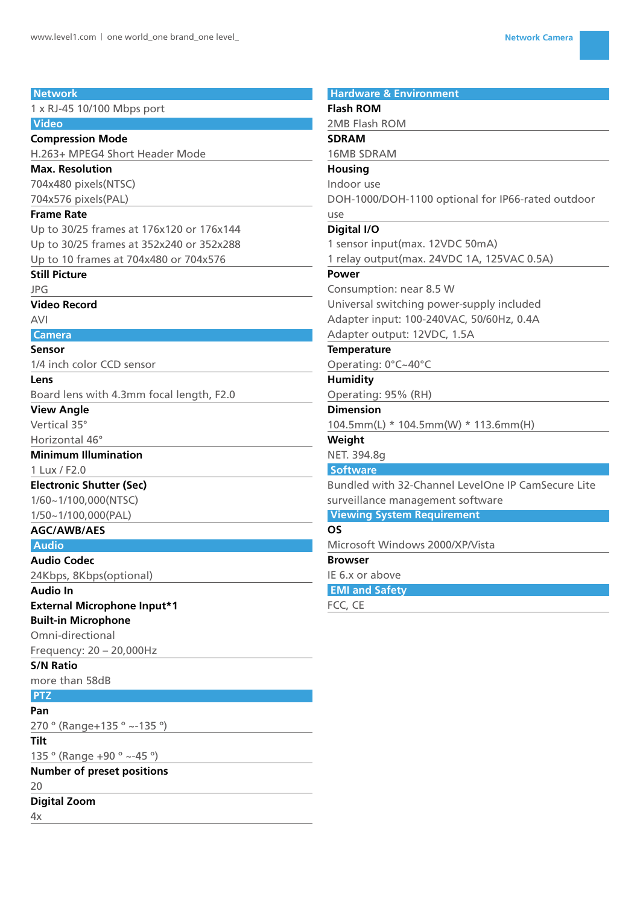## Network

1 x RJ-45 10/100 Mbps port

## Video

**Compression Mode**

H.263+ MPEG4 Short Header Mode

**Max. Resolution**

704x480 pixels(NTSC)
704x576 pixels(PAL)

**Frame Rate**

Up to 30/25 frames at 176x120 or 176x144
Up to 30/25 frames at 352x240 or 352x288
Up to 10 frames at 704x480 or 704x576

**Still Picture**

JPG

**Video Record**

AVI

## Camera

**Sensor**

1/4 inch color CCD sensor

**Lens**

Board lens with 4.3mm focal length, F2.0

**View Angle**

Vertical 35°
Horizontal 46°

**Minimum Illumination**

1 Lux / F2.0

**Electronic Shutter (Sec)**

1/60~1/100,000(NTSC)
1/50~1/100,000(PAL)

**AGC/AWB/AES**

## Audio

**Audio Codec**

24Kbps, 8Kbps(optional)

**Audio In**

**External Microphone Input*1**

**Built-in Microphone**

Omni-directional
Frequency: 20 – 20,000Hz

**S/N Ratio**

more than 58dB

## PTZ

**Pan**

270 ° (Range+135 ° ~-135 °)

**Tilt**

135 ° (Range +90 ° ~-45 °)

**Number of preset positions**

20

**Digital Zoom**

4x

## Hardware & Environment

**Flash ROM**

2MB Flash ROM

**SDRAM**

16MB SDRAM

**Housing**

Indoor use
DOH-1000/DOH-1100 optional for IP66-rated outdoor use

**Digital I/O**

1 sensor input(max. 12VDC 50mA)
1 relay output(max. 24VDC 1A, 125VAC 0.5A)

**Power**

Consumption: near 8.5 W
Universal switching power-supply included
Adapter input: 100-240VAC, 50/60Hz, 0.4A
Adapter output: 12VDC, 1.5A

**Temperature**

Operating: 0°C~40°C

**Humidity**

Operating: 95% (RH)

**Dimension**

104.5mm(L) * 104.5mm(W) * 113.6mm(H)

**Weight**

NET. 394.8g

## Software

Bundled with 32-Channel LevelOne IP CamSecure Lite surveillance management software

## Viewing System Requirement

**OS**

Microsoft Windows 2000/XP/Vista

**Browser**

IE 6.x or above

## EMI and Safety

FCC, CE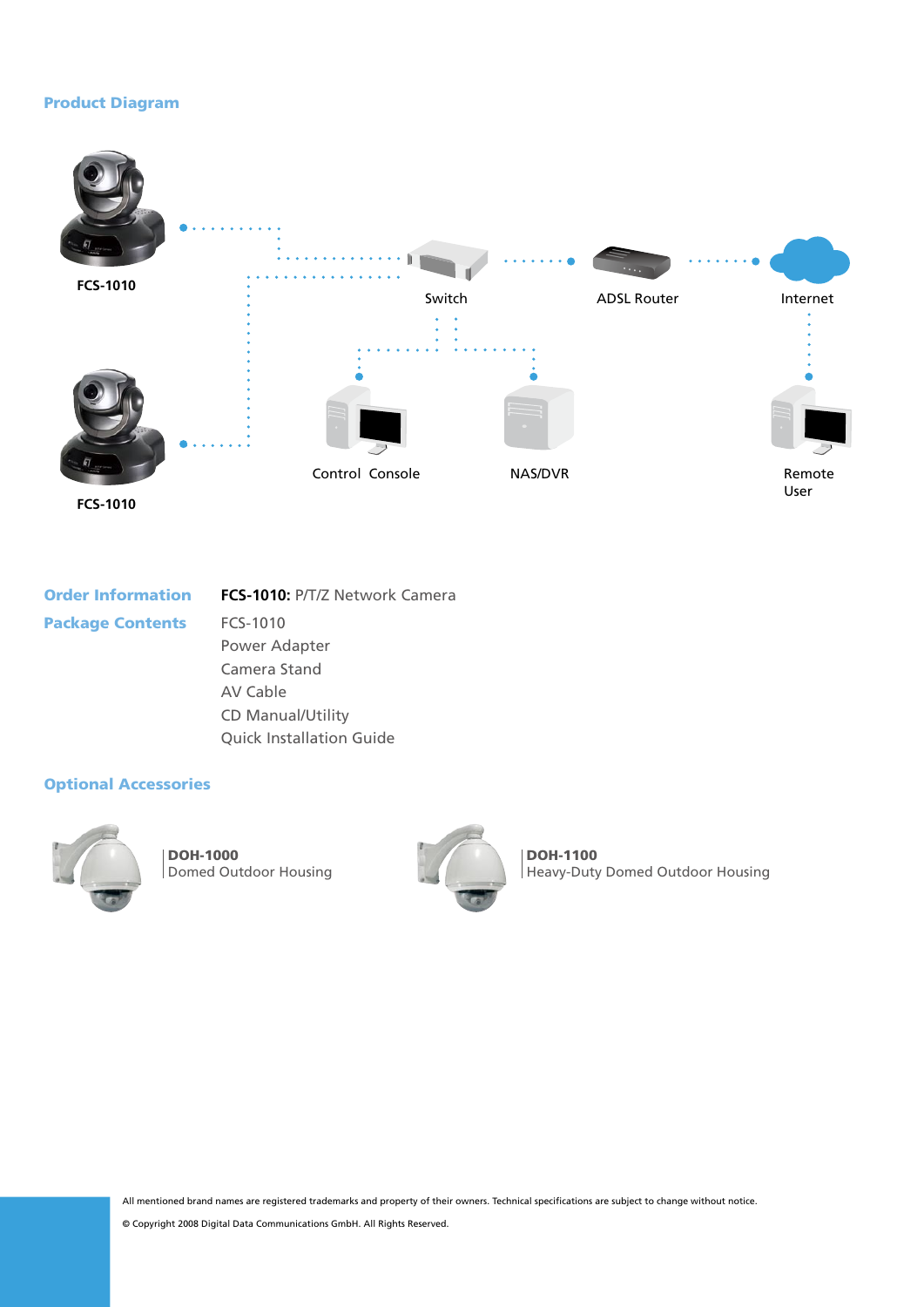## Product Diagram

FCS-1010

Switch

ADSL Router

Internet

FCS-1010

Control Console

NAS/DVR

Remote User

## Order Information

**FCS-1010:** P/T/Z Network Camera

## Package Contents

FCS-1010
Power Adapter
Camera Stand
AV Cable
CD Manual/Utility
Quick Installation Guide

## Optional Accessories

**DOH-1000**
Domed Outdoor Housing

**DOH-1100**
Heavy-Duty Domed Outdoor Housing

All mentioned brand names are registered trademarks and property of their owners. Technical specifications are subject to change without notice.

© Copyright 2008 Digital Data Communications GmbH. All Rights Reserved.